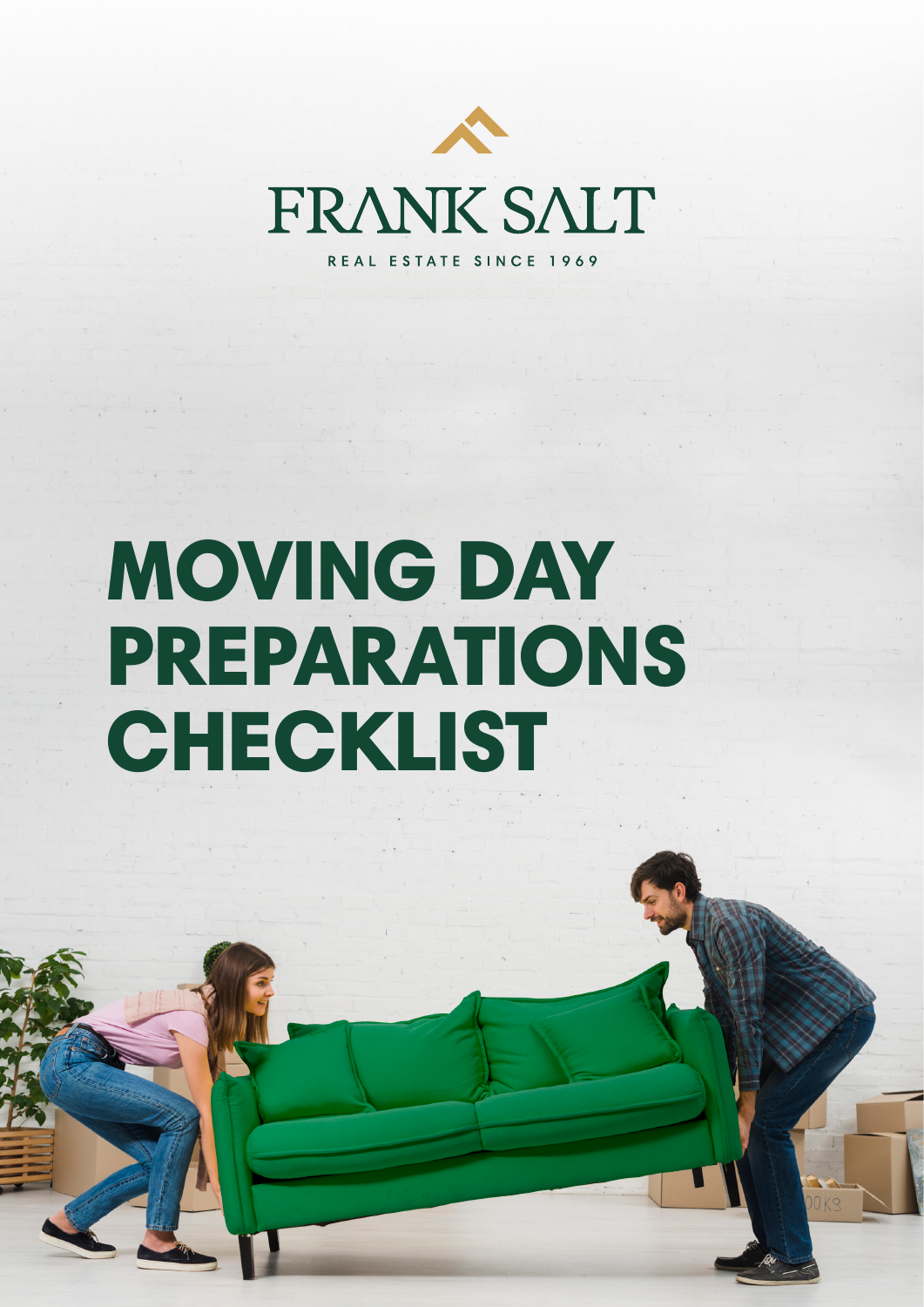FRANK SALT

REAL ESTATE SINCE 1969

# MOVING DAY PREPARATIONS CHECKLIST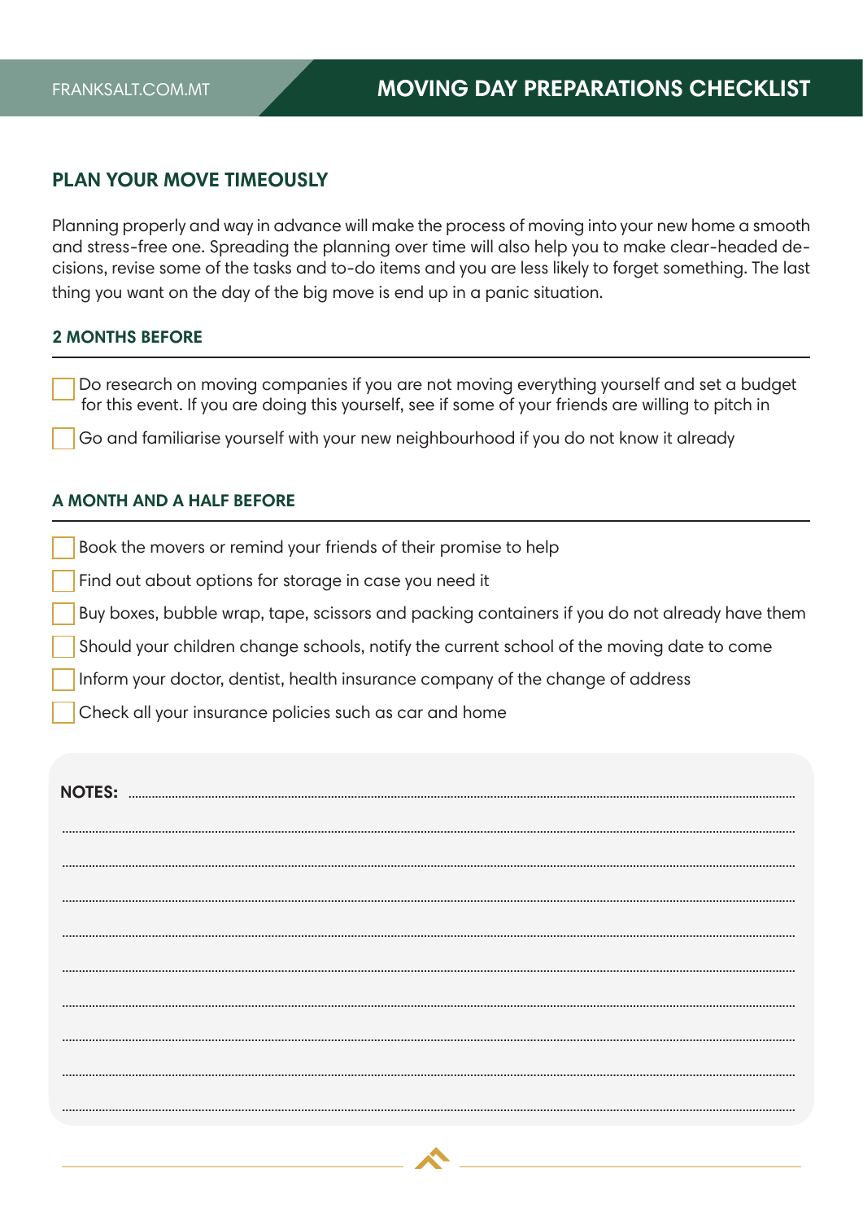## PLAN YOUR MOVE TIMEOUSLY

Planning properly and way in advance will make the process of moving into your new home a smooth and stress-free one. Spreading the planning over time will also help you to make clear-headed decisions, revise some of the tasks and to-do items and you are less likely to forget something. The last thing you want on the day of the big move is end up in a panic situation.

### 2 MONTHS BEFORE

- [ ] Do research on moving companies if you are not moving everything yourself and set a budget for this event. If you are doing this yourself, see if some of your friends are willing to pitch in
- [ ] Go and familiarise yourself with your new neighbourhood if you do not know it already

### A MONTH AND A HALF BEFORE

- [ ] Book the movers or remind your friends of their promise to help
- [ ] Find out about options for storage in case you need it
- [ ] Buy boxes, bubble wrap, tape, scissors and packing containers if you do not already have them
- [ ] Should your children change schools, notify the current school of the moving date to come
- [ ] Inform your doctor, dentist, health insurance company of the change of address
- [ ] Check all your insurance policies such as car and home

**NOTES:** ..............................................................................................................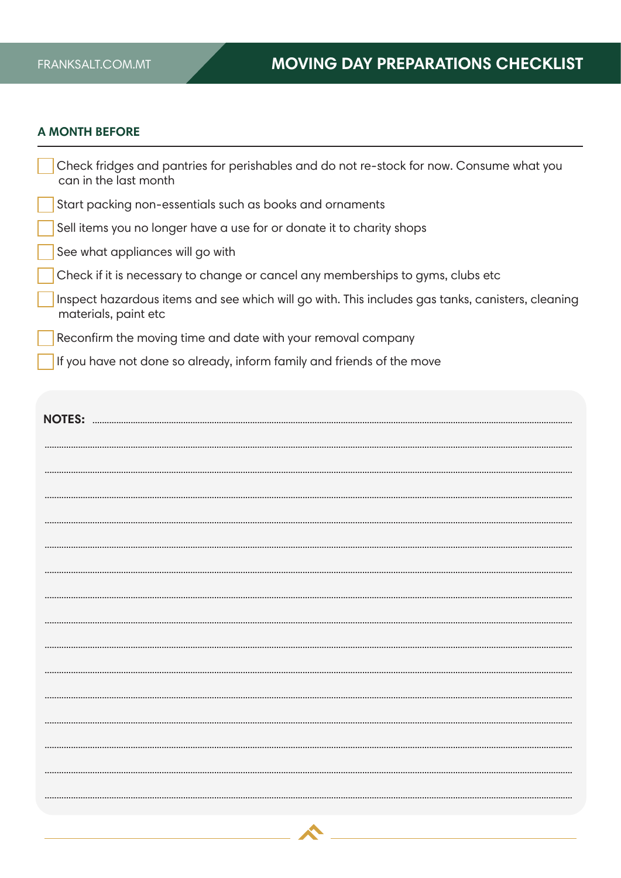## A MONTH BEFORE

- [ ] Check fridges and pantries for perishables and do not re-stock for now. Consume what you can in the last month
- [ ] Start packing non-essentials such as books and ornaments
- [ ] Sell items you no longer have a use for or donate it to charity shops
- [ ] See what appliances will go with
- [ ] Check if it is necessary to change or cancel any memberships to gyms, clubs etc
- [ ] Inspect hazardous items and see which will go with. This includes gas tanks, canisters, cleaning materials, paint etc
- [ ] Reconfirm the moving time and date with your removal company
- [ ] If you have not done so already, inform family and friends of the move

**NOTES:**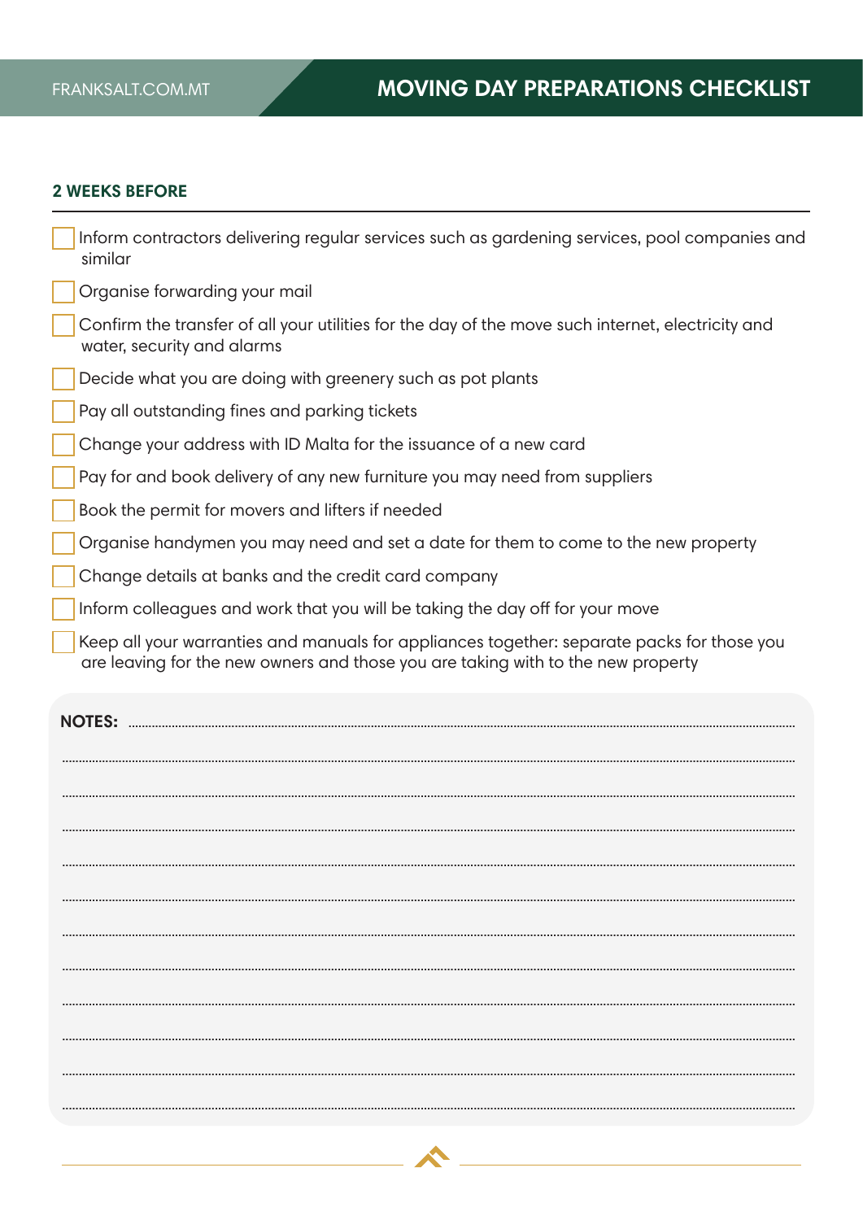# MOVING DAY PREPARATIONS CHECKLIST

## 2 WEEKS BEFORE

- [ ] Inform contractors delivering regular services such as gardening services, pool companies and similar
- [ ] Organise forwarding your mail
- [ ] Confirm the transfer of all your utilities for the day of the move such internet, electricity and water, security and alarms
- [ ] Decide what you are doing with greenery such as pot plants
- [ ] Pay all outstanding fines and parking tickets
- [ ] Change your address with ID Malta for the issuance of a new card
- [ ] Pay for and book delivery of any new furniture you may need from suppliers
- [ ] Book the permit for movers and lifters if needed
- [ ] Organise handymen you may need and set a date for them to come to the new property
- [ ] Change details at banks and the credit card company
- [ ] Inform colleagues and work that you will be taking the day off for your move
- [ ] Keep all your warranties and manuals for appliances together: separate packs for those you are leaving for the new owners and those you are taking with to the new property

**NOTES:** ..............................................................................................................................

..............................................................................................................................

..............................................................................................................................

..............................................................................................................................

..............................................................................................................................

..............................................................................................................................

..............................................................................................................................

..............................................................................................................................

..............................................................................................................................

..............................................................................................................................

..............................................................................................................................

..............................................................................................................................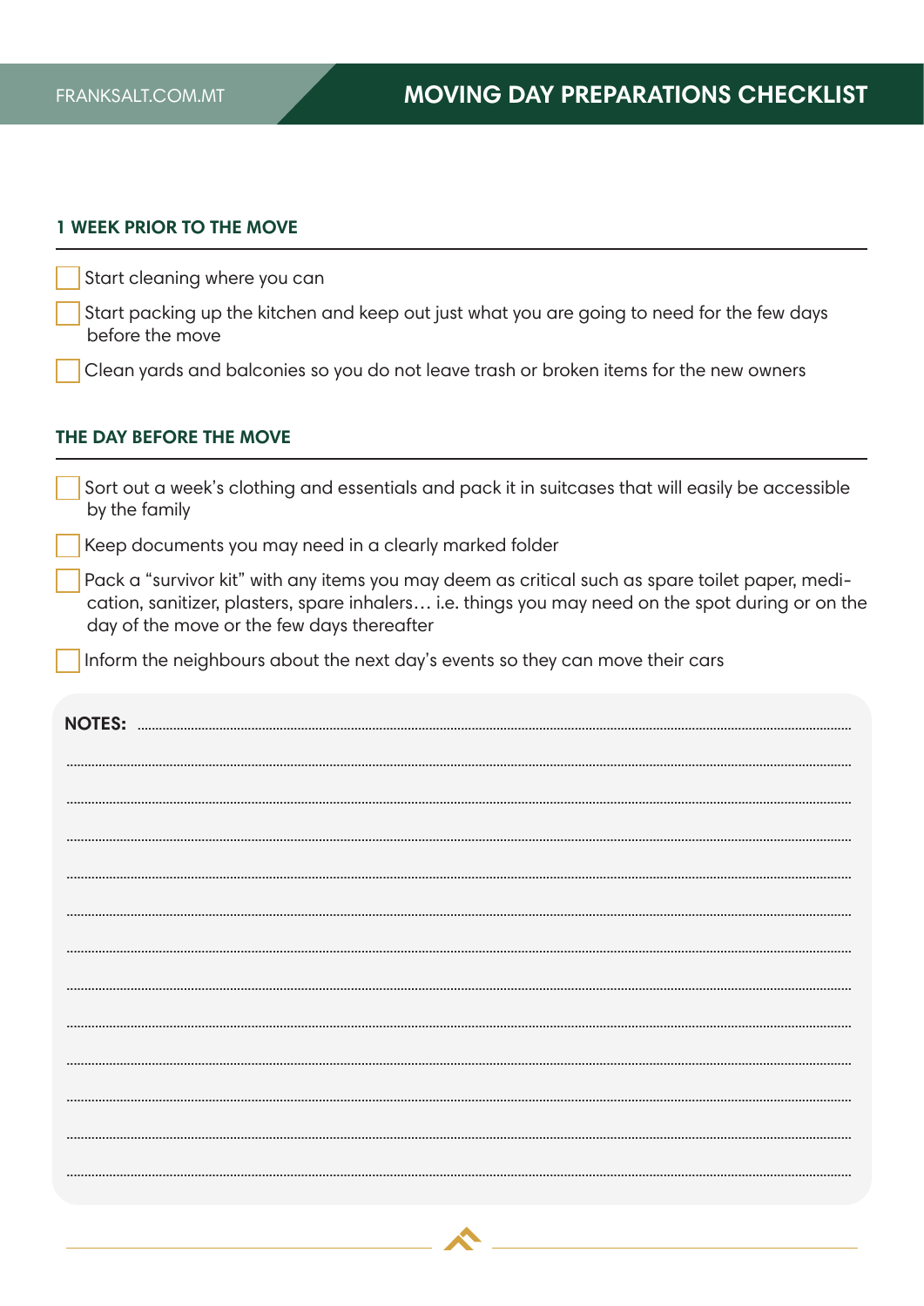# MOVING DAY PREPARATIONS CHECKLIST

## 1 WEEK PRIOR TO THE MOVE

- [ ] Start cleaning where you can
- [ ] Start packing up the kitchen and keep out just what you are going to need for the few days before the move
- [ ] Clean yards and balconies so you do not leave trash or broken items for the new owners

## THE DAY BEFORE THE MOVE

- [ ] Sort out a week's clothing and essentials and pack it in suitcases that will easily be accessible by the family
- [ ] Keep documents you may need in a clearly marked folder
- [ ] Pack a "survivor kit" with any items you may deem as critical such as spare toilet paper, medication, sanitizer, plasters, spare inhalers… i.e. things you may need on the spot during or on the day of the move or the few days thereafter
- [ ] Inform the neighbours about the next day's events so they can move their cars

**NOTES:**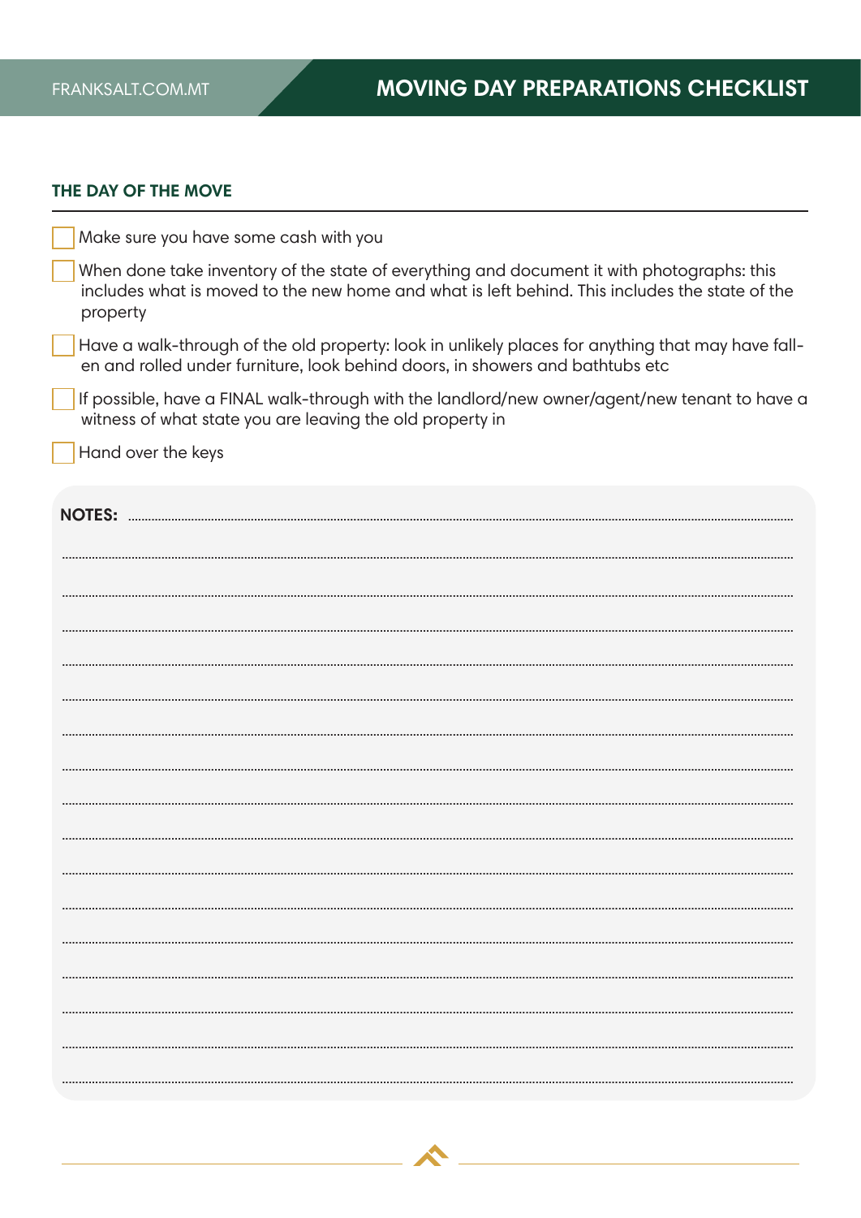## THE DAY OF THE MOVE

- [ ] Make sure you have some cash with you
- [ ] When done take inventory of the state of everything and document it with photographs: this includes what is moved to the new home and what is left behind. This includes the state of the property
- [ ] Have a walk-through of the old property: look in unlikely places for anything that may have fallen and rolled under furniture, look behind doors, in showers and bathtubs etc
- [ ] If possible, have a FINAL walk-through with the landlord/new owner/agent/new tenant to have a witness of what state you are leaving the old property in
- [ ] Hand over the keys

**NOTES:**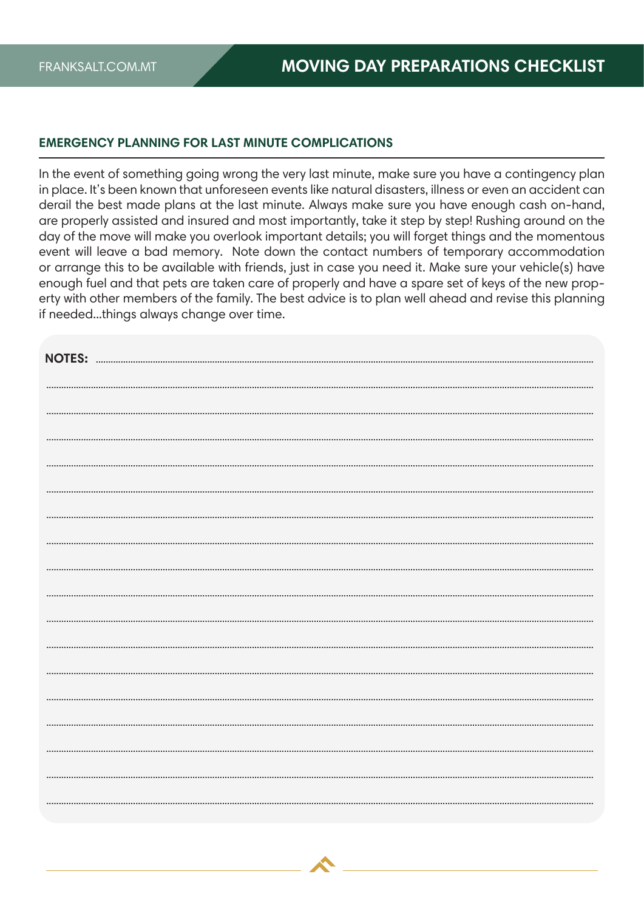## EMERGENCY PLANNING FOR LAST MINUTE COMPLICATIONS

In the event of something going wrong the very last minute, make sure you have a contingency plan in place. It's been known that unforeseen events like natural disasters, illness or even an accident can derail the best made plans at the last minute. Always make sure you have enough cash on-hand, are properly assisted and insured and most importantly, take it step by step! Rushing around on the day of the move will make you overlook important details; you will forget things and the momentous event will leave a bad memory. Note down the contact numbers of temporary accommodation or arrange this to be available with friends, just in case you need it. Make sure your vehicle(s) have enough fuel and that pets are taken care of properly and have a spare set of keys of the new property with other members of the family. The best advice is to plan well ahead and revise this planning if needed...things always change over time.

**NOTES:**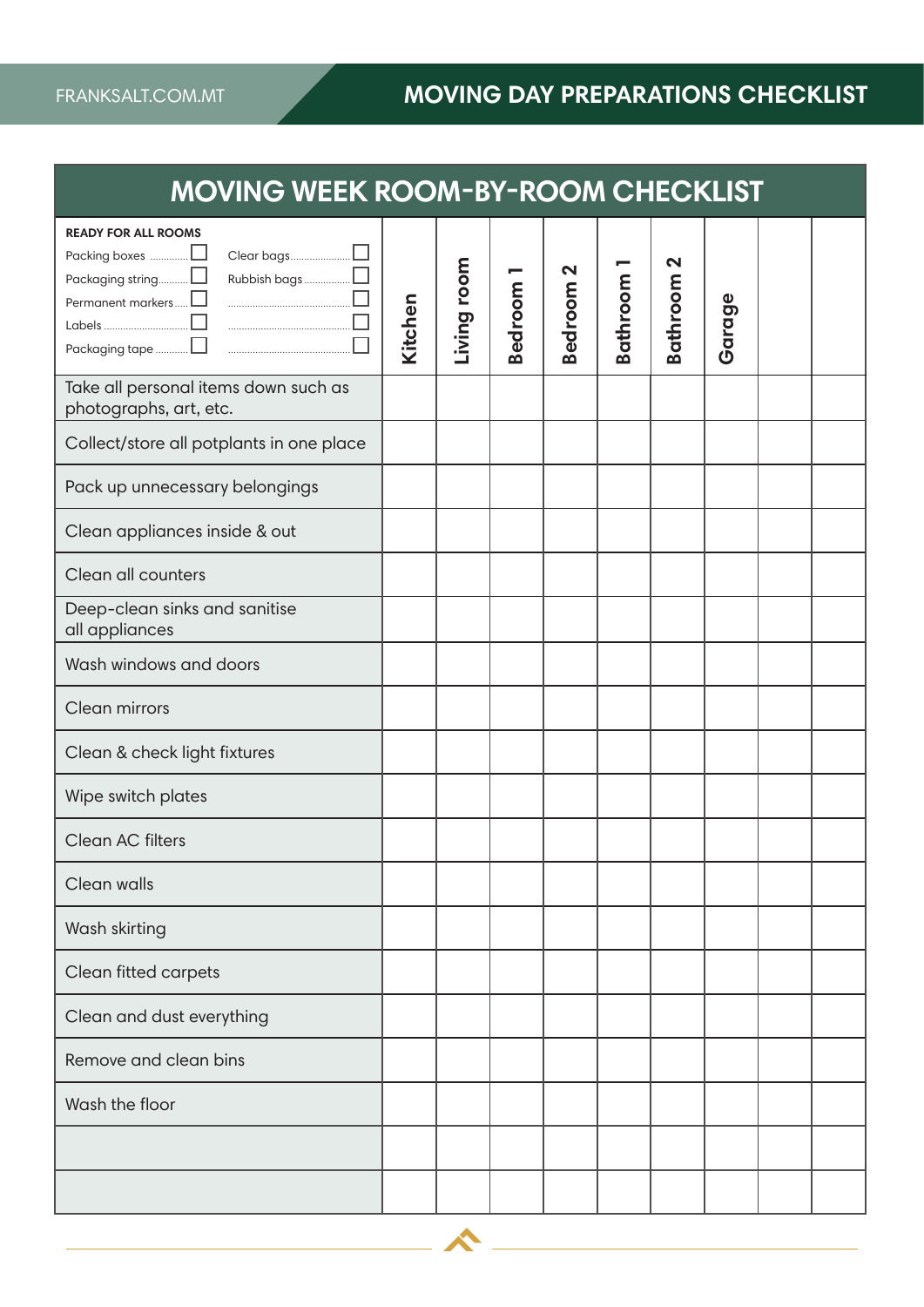# MOVING DAY PREPARATIONS CHECKLIST

## MOVING WEEK ROOM-BY-ROOM CHECKLIST

**READY FOR ALL ROOMS**

- Packing boxes ☐
- Packaging string ☐
- Permanent markers ☐
- Labels ☐
- Packaging tape ☐
- Clear bags ☐
- Rubbish bags ☐
- ☐
- ☐
- ☐

| | Kitchen | Living room | Bedroom 1 | Bedroom 2 | Bathroom 1 | Bathroom 2 | Garage | | |
|---|---|---|---|---|---|---|---|---|---|
| Take all personal items down such as photographs, art, etc. | | | | | | | | | |
| Collect/store all potplants in one place | | | | | | | | | |
| Pack up unnecessary belongings | | | | | | | | | |
| Clean appliances inside & out | | | | | | | | | |
| Clean all counters | | | | | | | | | |
| Deep-clean sinks and sanitise all appliances | | | | | | | | | |
| Wash windows and doors | | | | | | | | | |
| Clean mirrors | | | | | | | | | |
| Clean & check light fixtures | | | | | | | | | |
| Wipe switch plates | | | | | | | | | |
| Clean AC filters | | | | | | | | | |
| Clean walls | | | | | | | | | |
| Wash skirting | | | | | | | | | |
| Clean fitted carpets | | | | | | | | | |
| Clean and dust everything | | | | | | | | | |
| Remove and clean bins | | | | | | | | | |
| Wash the floor | | | | | | | | | |
| | | | | | | | | | |
| | | | | | | | | | |